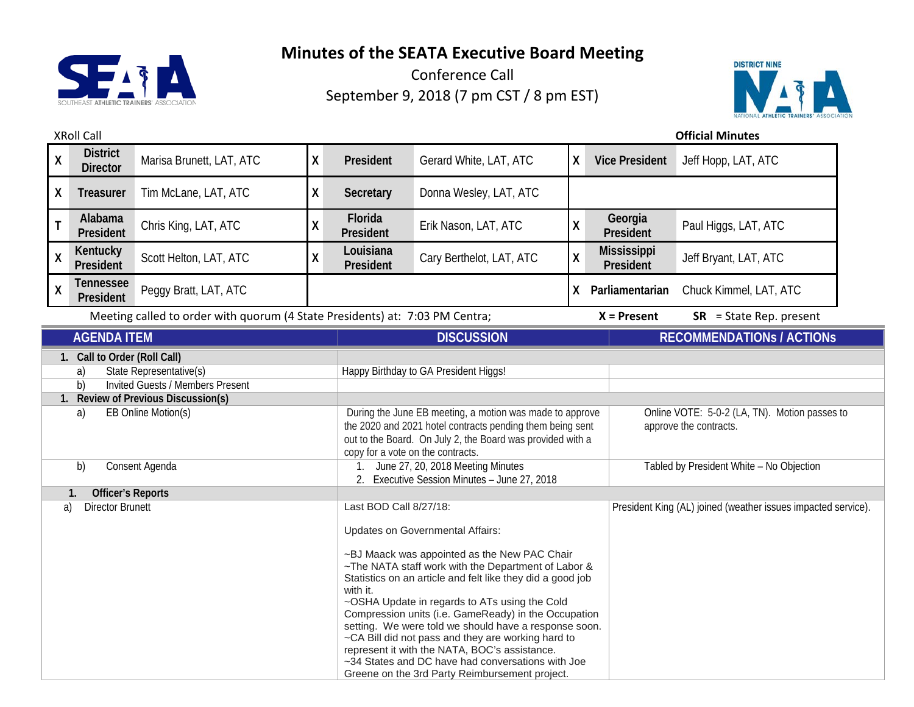# Minutes of the SEATA Executive Board Meeting

Conference Call

September 9, 2018 (7 pm CST / 8 pm EST)

XRoll Call

**Official Minutes**

| | | | | | | | | |
|---|---|---|---|---|---|---|---|---|
| X | **District Director** | Marisa Brunett, LAT, ATC | X | **President** | Gerard White, LAT, ATC | X | **Vice President** | Jeff Hopp, LAT, ATC |
| X | **Treasurer** | Tim McLane, LAT, ATC | X | **Secretary** | Donna Wesley, LAT, ATC | | | |
| T | **Alabama President** | Chris King, LAT, ATC | X | **Florida President** | Erik Nason, LAT, ATC | X | **Georgia President** | Paul Higgs, LAT, ATC |
| X | **Kentucky President** | Scott Helton, LAT, ATC | X | **Louisiana President** | Cary Berthelot, LAT, ATC | X | **Mississippi President** | Jeff Bryant, LAT, ATC |
| X | **Tennessee President** | Peggy Bratt, LAT, ATC | | | | X | **Parliamentarian** | Chuck Kimmel, LAT, ATC |

Meeting called to order with quorum (4 State Presidents) at: 7:03 PM Centra;  **X = Present**  **SR** = State Rep. present

| AGENDA ITEM | DISCUSSION | RECOMMENDATIONs / ACTIONs |
|---|---|---|
| **1. Call to Order (Roll Call)** | | |
| a) State Representative(s) | Happy Birthday to GA President Higgs! | |
| b) Invited Guests / Members Present | | |
| **1. Review of Previous Discussion(s)** | | |
| a) EB Online Motion(s) | During the June EB meeting, a motion was made to approve the 2020 and 2021 hotel contracts pending them being sent out to the Board. On July 2, the Board was provided with a copy for a vote on the contracts. | Online VOTE: 5-0-2 (LA, TN). Motion passes to approve the contracts. |
| b) Consent Agenda | 1. June 27, 20, 2018 Meeting Minutes<br>2. Executive Session Minutes – June 27, 2018 | Tabled by President White – No Objection |
| **1. Officer's Reports** | | |
| a) Director Brunett | Last BOD Call 8/27/18:<br><br>Updates on Governmental Affairs:<br><br>~BJ Maack was appointed as the New PAC Chair<br>~The NATA staff work with the Department of Labor & Statistics on an article and felt like they did a good job with it.<br>~OSHA Update in regards to ATs using the Cold Compression units (i.e. GameReady) in the Occupation setting. We were told we should have a response soon.<br>~CA Bill did not pass and they are working hard to represent it with the NATA, BOC's assistance.<br>~34 States and DC have had conversations with Joe Greene on the 3rd Party Reimbursement project. | President King (AL) joined (weather issues impacted service). |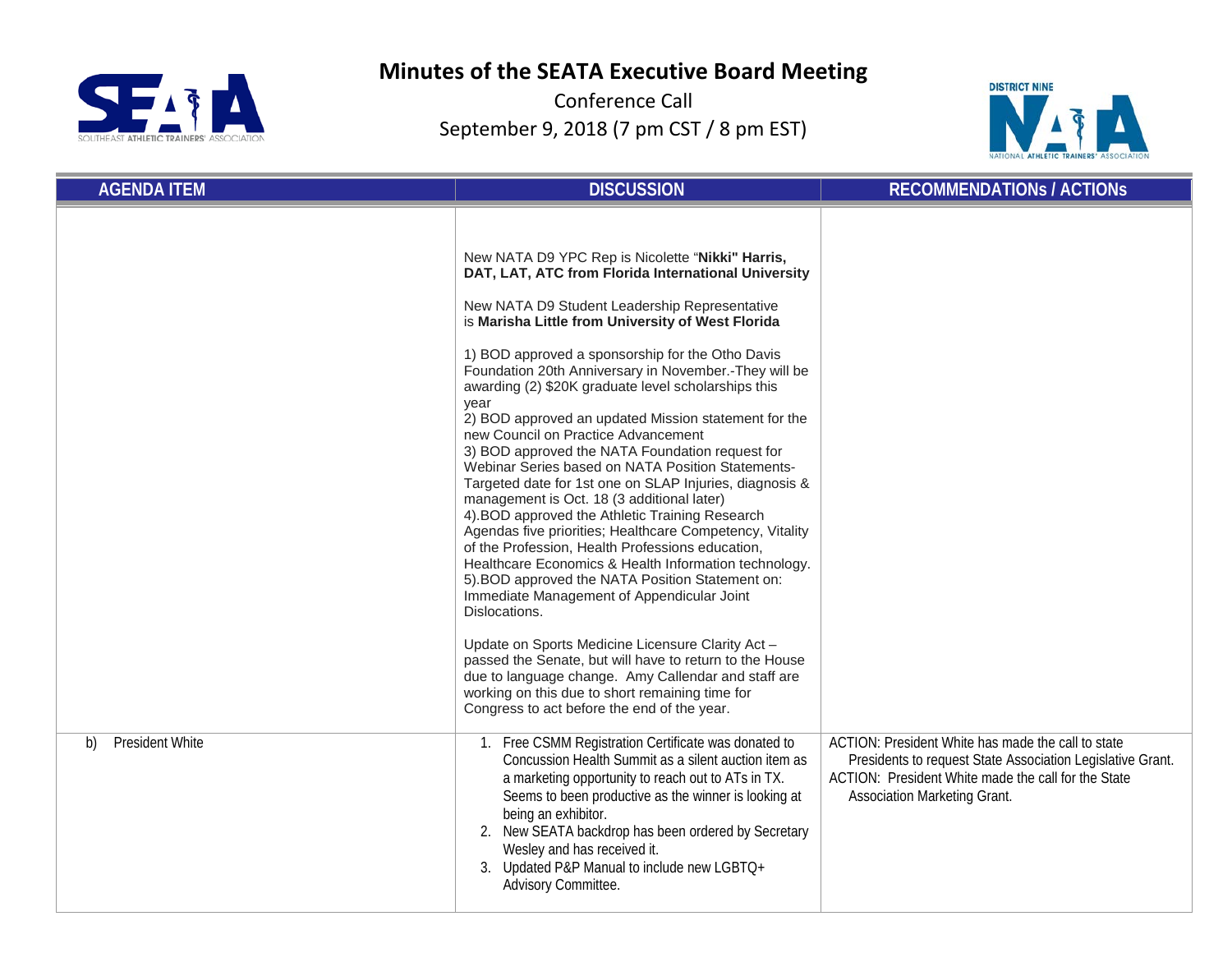# Minutes of the SEATA Executive Board Meeting

Conference Call

September 9, 2018 (7 pm CST / 8 pm EST)

| AGENDA ITEM | DISCUSSION | RECOMMENDATIONs / ACTIONs |
|---|---|---|
| | New NATA D9 YPC Rep is Nicolette "**Nikki" Harris, DAT, LAT, ATC from Florida International University**<br><br>New NATA D9 Student Leadership Representative is **Marisha Little from University of West Florida**<br><br>1) BOD approved a sponsorship for the Otho Davis Foundation 20th Anniversary in November.-They will be awarding (2) $20K graduate level scholarships this year<br>2) BOD approved an updated Mission statement for the new Council on Practice Advancement<br>3) BOD approved the NATA Foundation request for Webinar Series based on NATA Position Statements-Targeted date for 1st one on SLAP Injuries, diagnosis & management is Oct. 18 (3 additional later)<br>4).BOD approved the Athletic Training Research Agendas five priorities; Healthcare Competency, Vitality of the Profession, Health Professions education, Healthcare Economics & Health Information technology.<br>5).BOD approved the NATA Position Statement on: Immediate Management of Appendicular Joint Dislocations.<br><br>Update on Sports Medicine Licensure Clarity Act – passed the Senate, but will have to return to the House due to language change. Amy Callendar and staff are working on this due to short remaining time for Congress to act before the end of the year. | |
| b) President White | 1. Free CSMM Registration Certificate was donated to Concussion Health Summit as a silent auction item as a marketing opportunity to reach out to ATs in TX. Seems to been productive as the winner is looking at being an exhibitor.<br>2. New SEATA backdrop has been ordered by Secretary Wesley and has received it.<br>3. Updated P&P Manual to include new LGBTQ+ Advisory Committee. | ACTION: President White has made the call to state Presidents to request State Association Legislative Grant.<br>ACTION: President White made the call for the State Association Marketing Grant. |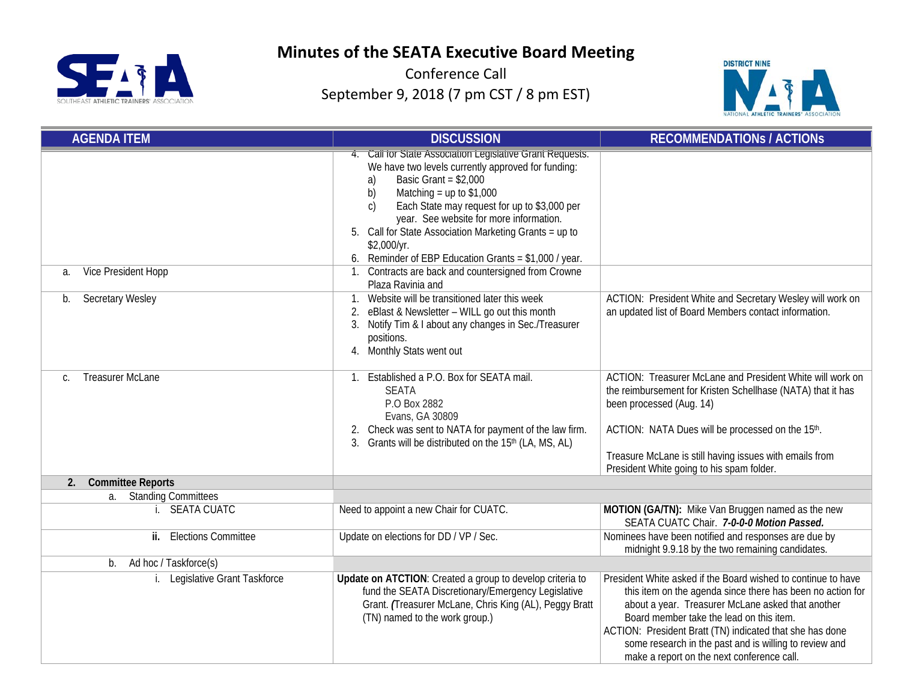# Minutes of the SEATA Executive Board Meeting

Conference Call

September 9, 2018 (7 pm CST / 8 pm EST)

| AGENDA ITEM | DISCUSSION | RECOMMENDATIONs / ACTIONs |
|---|---|---|
| | 4. Call for State Association Legislative Grant Requests. We have two levels currently approved for funding: a) Basic Grant = $2,000 b) Matching = up to $1,000 c) Each State may request for up to $3,000 per year. See website for more information. 5. Call for State Association Marketing Grants = up to $2,000/yr. 6. Reminder of EBP Education Grants = $1,000 / year. | |
| a. Vice President Hopp | 1. Contracts are back and countersigned from Crowne Plaza Ravinia and | |
| b. Secretary Wesley | 1. Website will be transitioned later this week 2. eBlast & Newsletter – WILL go out this month 3. Notify Tim & I about any changes in Sec./Treasurer positions. 4. Monthly Stats went out | ACTION: President White and Secretary Wesley will work on an updated list of Board Members contact information. |
| c. Treasurer McLane | 1. Established a P.O. Box for SEATA mail. SEATA P.O Box 2882 Evans, GA 30809 2. Check was sent to NATA for payment of the law firm. 3. Grants will be distributed on the 15th (LA, MS, AL) | ACTION: Treasurer McLane and President White will work on the reimbursement for Kristen Schellhase (NATA) that it has been processed (Aug. 14) ACTION: NATA Dues will be processed on the 15th. Treasure McLane is still having issues with emails from President White going to his spam folder. |
| **2. Committee Reports** | | |
| a. Standing Committees | | |
| i. SEATA CUATC | Need to appoint a new Chair for CUATC. | **MOTION (GA/TN):** Mike Van Bruggen named as the new SEATA CUATC Chair. ***7-0-0-0 Motion Passed.*** |
| **ii.** Elections Committee | Update on elections for DD / VP / Sec. | Nominees have been notified and responses are due by midnight 9.9.18 by the two remaining candidates. |
| b. Ad hoc / Taskforce(s) | | |
| i. Legislative Grant Taskforce | **Update on ATCTION**: Created a group to develop criteria to fund the SEATA Discretionary/Emergency Legislative Grant. ***(***Treasurer McLane, Chris King (AL), Peggy Bratt (TN) named to the work group.) | President White asked if the Board wished to continue to have this item on the agenda since there has been no action for about a year. Treasurer McLane asked that another Board member take the lead on this item. ACTION: President Bratt (TN) indicated that she has done some research in the past and is willing to review and make a report on the next conference call. |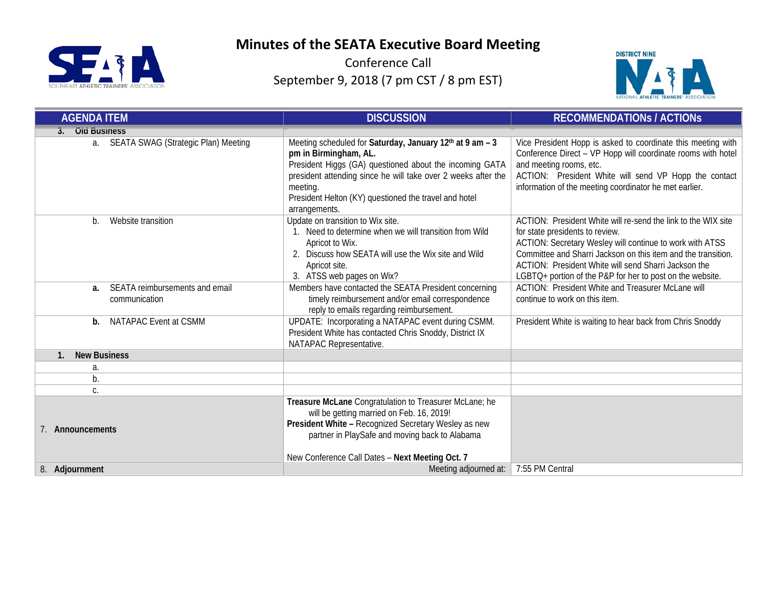# Minutes of the SEATA Executive Board Meeting

Conference Call

September 9, 2018 (7 pm CST / 8 pm EST)

| AGENDA ITEM | DISCUSSION | RECOMMENDATIONs / ACTIONs |
|---|---|---|
| **3. Old Business** | | |
| a. SEATA SWAG (Strategic Plan) Meeting | Meeting scheduled for **Saturday, January 12th at 9 am – 3 pm in Birmingham, AL.**<br>President Higgs (GA) questioned about the incoming GATA president attending since he will take over 2 weeks after the meeting.<br>President Helton (KY) questioned the travel and hotel arrangements. | Vice President Hopp is asked to coordinate this meeting with Conference Direct – VP Hopp will coordinate rooms with hotel and meeting rooms, etc.<br>ACTION: President White will send VP Hopp the contact information of the meeting coordinator he met earlier. |
| b. Website transition | Update on transition to Wix site.<br>1. Need to determine when we will transition from Wild Apricot to Wix.<br>2. Discuss how SEATA will use the Wix site and Wild Apricot site.<br>3. ATSS web pages on Wix? | ACTION: President White will re-send the link to the WIX site for state presidents to review.<br>ACTION: Secretary Wesley will continue to work with ATSS Committee and Sharri Jackson on this item and the transition.<br>ACTION: President White will send Sharri Jackson the LGBTQ+ portion of the P&P for her to post on the website. |
| **a.** SEATA reimbursements and email communication | Members have contacted the SEATA President concerning timely reimbursement and/or email correspondence reply to emails regarding reimbursement. | ACTION: President White and Treasurer McLane will continue to work on this item. |
| **b.** NATAPAC Event at CSMM | UPDATE: Incorporating a NATAPAC event during CSMM. President White has contacted Chris Snoddy, District IX NATAPAC Representative. | President White is waiting to hear back from Chris Snoddy |
| **1. New Business** | | |
| a. | | |
| b. | | |
| c. | | |
| 7. **Announcements** | **Treasure McLane** Congratulation to Treasurer McLane; he will be getting married on Feb. 16, 2019!<br>**President White –** Recognized Secretary Wesley as new partner in PlaySafe and moving back to Alabama<br><br>New Conference Call Dates – **Next Meeting Oct. 7** | |
| 8. **Adjournment** | Meeting adjourned at: | 7:55 PM Central |